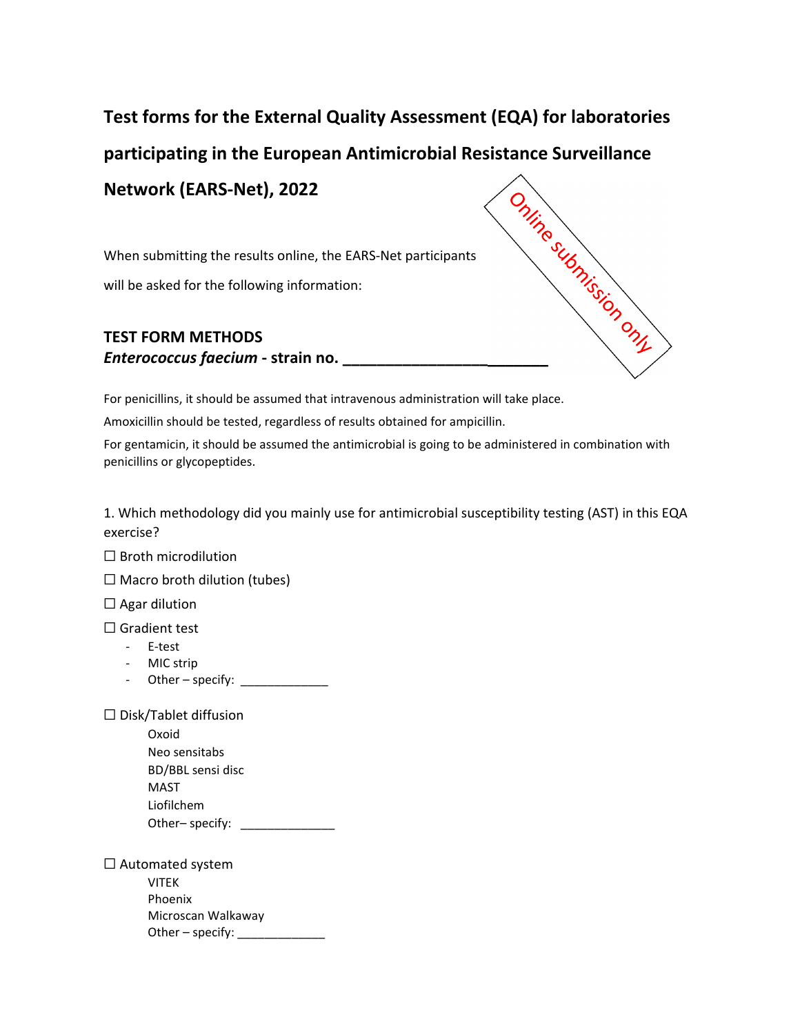# Test forms for the External Quality Assessment (EQA) for laboratories participating in the European Antimicrobial Resistance Surveillance Network (EARS-Net), 2022

Online submission only

When submitting the results online, the EARS-Net participants will be asked for the following information:

**TEST FORM METHODS**
***Enterococcus faecium* - strain no. ________________________**

For penicillins, it should be assumed that intravenous administration will take place.

Amoxicillin should be tested, regardless of results obtained for ampicillin.

For gentamicin, it should be assumed the antimicrobial is going to be administered in combination with penicillins or glycopeptides.

1. Which methodology did you mainly use for antimicrobial susceptibility testing (AST) in this EQA exercise?

☐ Broth microdilution

☐ Macro broth dilution (tubes)

☐ Agar dilution

☐ Gradient test
- E-test
- MIC strip
- Other – specify: _____________

☐ Disk/Tablet diffusion

Oxoid
Neo sensitabs
BD/BBL sensi disc
MAST
Liofilchem
Other– specify: ______________

☐ Automated system

VITEK
Phoenix
Microscan Walkaway
Other – specify: _____________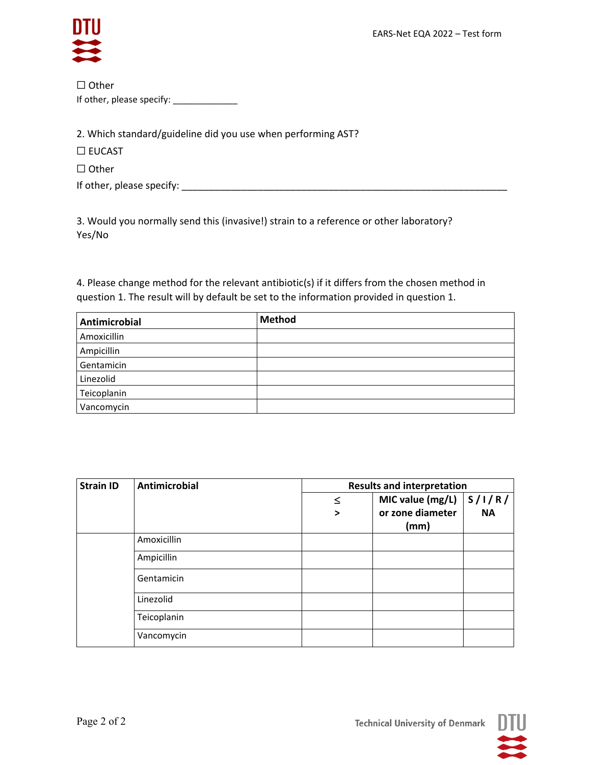☐ Other

If other, please specify: _____________

2. Which standard/guideline did you use when performing AST?

☐ EUCAST

☐ Other

If other, please specify: _______________________________________________________________

3. Would you normally send this (invasive!) strain to a reference or other laboratory?
Yes/No

4. Please change method for the relevant antibiotic(s) if it differs from the chosen method in question 1. The result will by default be set to the information provided in question 1.

| **Antimicrobial** | **Method** |
|---|---|
| Amoxicillin | |
| Ampicillin | |
| Gentamicin | |
| Linezolid | |
| Teicoplanin | |
| Vancomycin | |

| **Strain ID** | **Antimicrobial** | **Results and interpretation** | | |
|---|---|---|---|---|
| | | **≤ >** | **MIC value (mg/L) or zone diameter (mm)** | **S / I / R / NA** |
| | Amoxicillin | | | |
| | Ampicillin | | | |
| | Gentamicin | | | |
| | Linezolid | | | |
| | Teicoplanin | | | |
| | Vancomycin | | | |